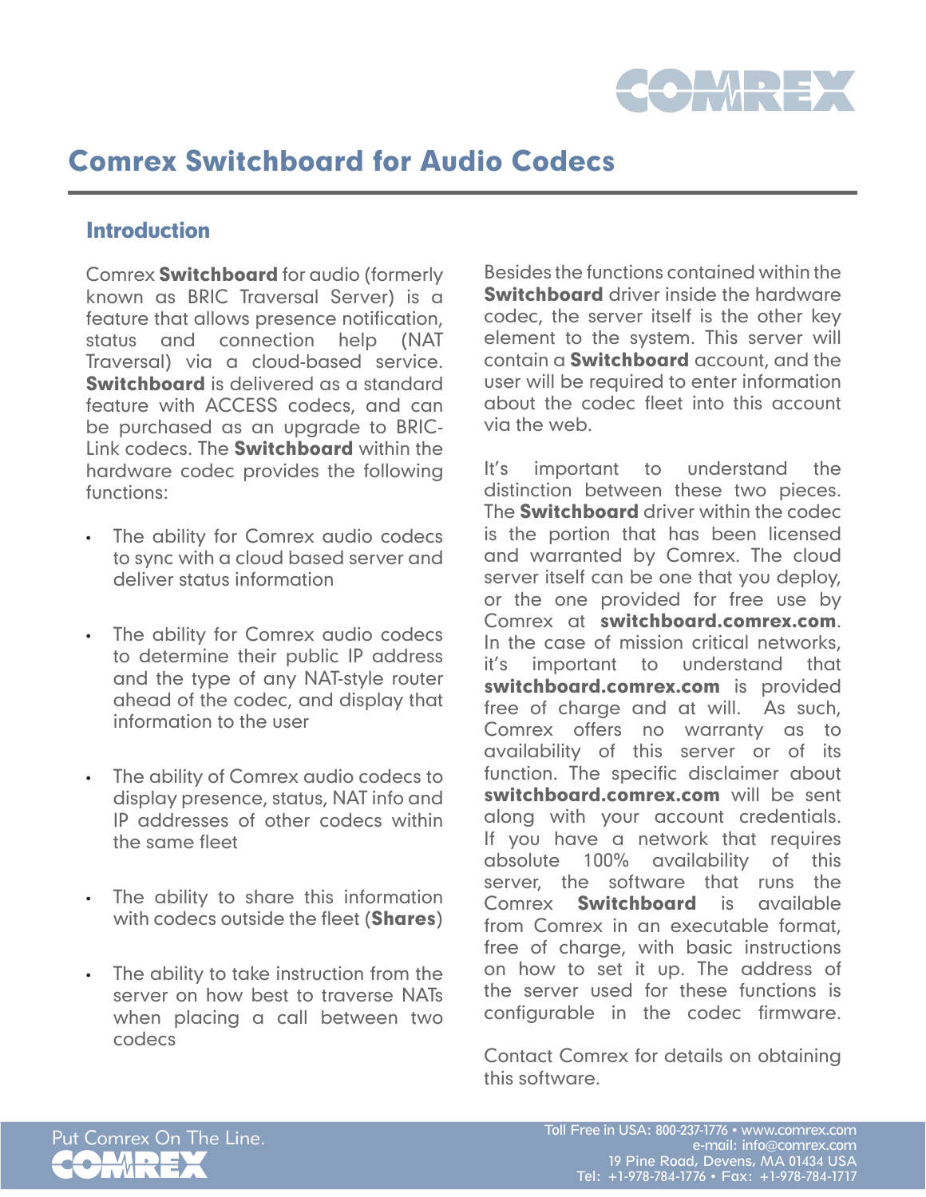# Comrex Switchboard for Audio Codecs

## Introduction

Comrex **Switchboard** for audio (formerly known as BRIC Traversal Server) is a feature that allows presence notification, status and connection help (NAT Traversal) via a cloud-based service. **Switchboard** is delivered as a standard feature with ACCESS codecs, and can be purchased as an upgrade to BRIC-Link codecs. The **Switchboard** within the hardware codec provides the following functions:

- The ability for Comrex audio codecs to sync with a cloud based server and deliver status information
- The ability for Comrex audio codecs to determine their public IP address and the type of any NAT-style router ahead of the codec, and display that information to the user
- The ability of Comrex audio codecs to display presence, status, NAT info and IP addresses of other codecs within the same fleet
- The ability to share this information with codecs outside the fleet (**Shares**)
- The ability to take instruction from the server on how best to traverse NATs when placing a call between two codecs

Besides the functions contained within the **Switchboard** driver inside the hardware codec, the server itself is the other key element to the system. This server will contain a **Switchboard** account, and the user will be required to enter information about the codec fleet into this account via the web.

It's important to understand the distinction between these two pieces. The **Switchboard** driver within the codec is the portion that has been licensed and warranted by Comrex. The cloud server itself can be one that you deploy, or the one provided for free use by Comrex at **switchboard.comrex.com**. In the case of mission critical networks, it's important to understand that **switchboard.comrex.com** is provided free of charge and at will. As such, Comrex offers no warranty as to availability of this server or of its function. The specific disclaimer about **switchboard.comrex.com** will be sent along with your account credentials. If you have a network that requires absolute 100% availability of this server, the software that runs the Comrex **Switchboard** is available from Comrex in an executable format, free of charge, with basic instructions on how to set it up. The address of the server used for these functions is configurable in the codec firmware.

Contact Comrex for details on obtaining this software.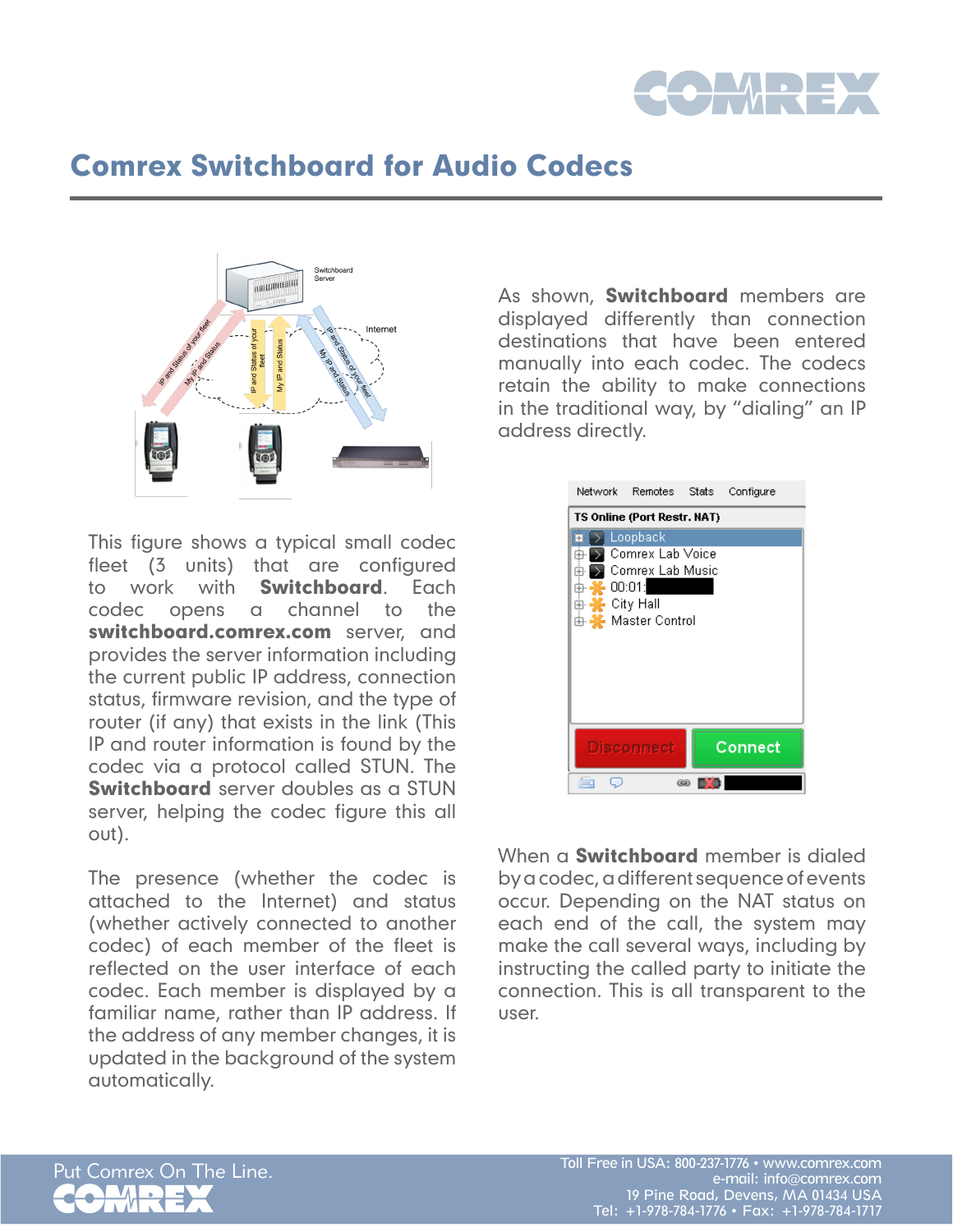# Comrex Switchboard for Audio Codecs

This figure shows a typical small codec fleet (3 units) that are configured to work with **Switchboard**. Each codec opens a channel to the **switchboard.comrex.com** server, and provides the server information including the current public IP address, connection status, firmware revision, and the type of router (if any) that exists in the link (This IP and router information is found by the codec via a protocol called STUN. The **Switchboard** server doubles as a STUN server, helping the codec figure this all out).

The presence (whether the codec is attached to the Internet) and status (whether actively connected to another codec) of each member of the fleet is reflected on the user interface of each codec. Each member is displayed by a familiar name, rather than IP address. If the address of any member changes, it is updated in the background of the system automatically.

As shown, **Switchboard** members are displayed differently than connection destinations that have been entered manually into each codec. The codecs retain the ability to make connections in the traditional way, by "dialing" an IP address directly.

When a **Switchboard** member is dialed by a codec, a different sequence of events occur. Depending on the NAT status on each end of the call, the system may make the call several ways, including by instructing the called party to initiate the connection. This is all transparent to the user.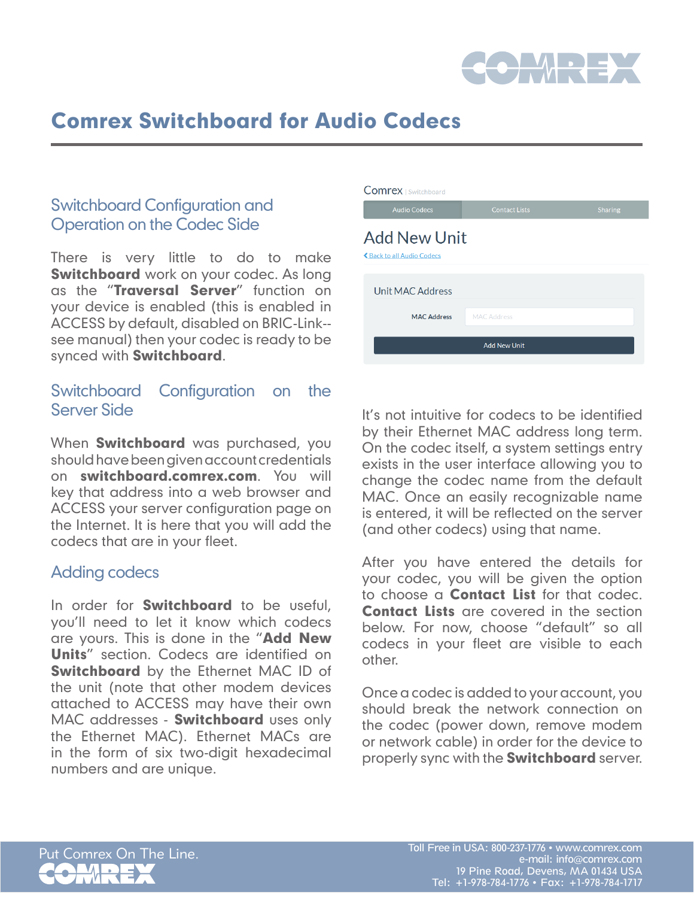# Comrex Switchboard for Audio Codecs

## Switchboard Configuration and Operation on the Codec Side

There is very little to do to make **Switchboard** work on your codec. As long as the "**Traversal Server**" function on your device is enabled (this is enabled in ACCESS by default, disabled on BRIC-Link--see manual) then your codec is ready to be synced with **Switchboard**.

## Switchboard Configuration on the Server Side

When **Switchboard** was purchased, you should have been given account credentials on **switchboard.comrex.com**. You will key that address into a web browser and ACCESS your server configuration page on the Internet. It is here that you will add the codecs that are in your fleet.

## Adding codecs

In order for **Switchboard** to be useful, you'll need to let it know which codecs are yours. This is done in the "**Add New Units**" section. Codecs are identified on **Switchboard** by the Ethernet MAC ID of the unit (note that other modem devices attached to ACCESS may have their own MAC addresses - **Switchboard** uses only the Ethernet MAC). Ethernet MACs are in the form of six two-digit hexadecimal numbers and are unique.

Comrex | Switchboard

Audio Codecs | Contact Lists | Sharing

Add New Unit

Back to all Audio Codecs

Unit MAC Address

MAC Address

Add New Unit

It's not intuitive for codecs to be identified by their Ethernet MAC address long term. On the codec itself, a system settings entry exists in the user interface allowing you to change the codec name from the default MAC. Once an easily recognizable name is entered, it will be reflected on the server (and other codecs) using that name.

After you have entered the details for your codec, you will be given the option to choose a **Contact List** for that codec. **Contact Lists** are covered in the section below. For now, choose "default" so all codecs in your fleet are visible to each other.

Once a codec is added to your account, you should break the network connection on the codec (power down, remove modem or network cable) in order for the device to properly sync with the **Switchboard** server.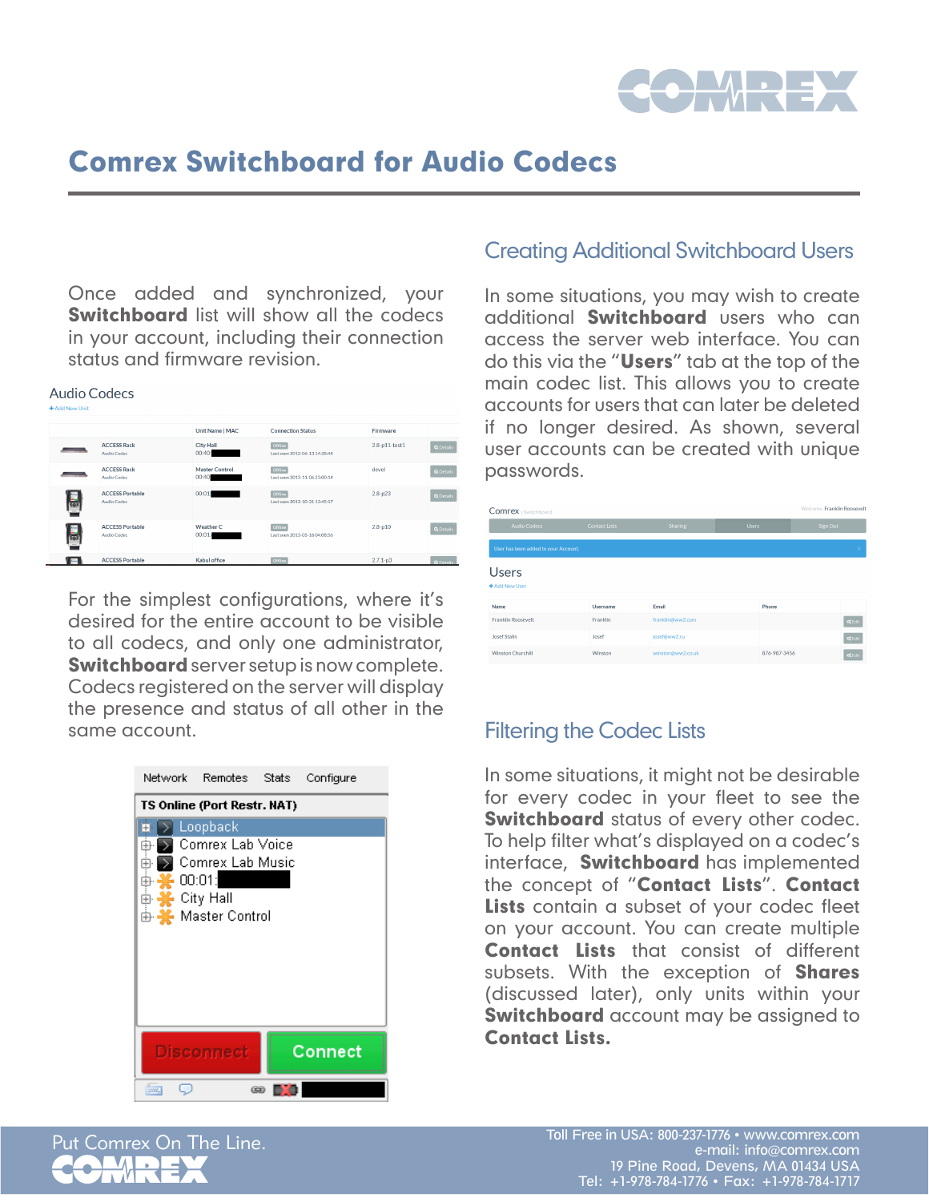# Comrex Switchboard for Audio Codecs

Once added and synchronized, your **Switchboard** list will show all the codecs in your account, including their connection status and firmware revision.

For the simplest configurations, where it's desired for the entire account to be visible to all codecs, and only one administrator, **Switchboard** server setup is now complete. Codecs registered on the server will display the presence and status of all other in the same account.

## Creating Additional Switchboard Users

In some situations, you may wish to create additional **Switchboard** users who can access the server web interface. You can do this via the "**Users**" tab at the top of the main codec list. This allows you to create accounts for users that can later be deleted if no longer desired. As shown, several user accounts can be created with unique passwords.

## Filtering the Codec Lists

In some situations, it might not be desirable for every codec in your fleet to see the **Switchboard** status of every other codec. To help filter what's displayed on a codec's interface, **Switchboard** has implemented the concept of "**Contact Lists**". **Contact Lists** contain a subset of your codec fleet on your account. You can create multiple **Contact Lists** that consist of different subsets. With the exception of **Shares** (discussed later), only units within your **Switchboard** account may be assigned to **Contact Lists.**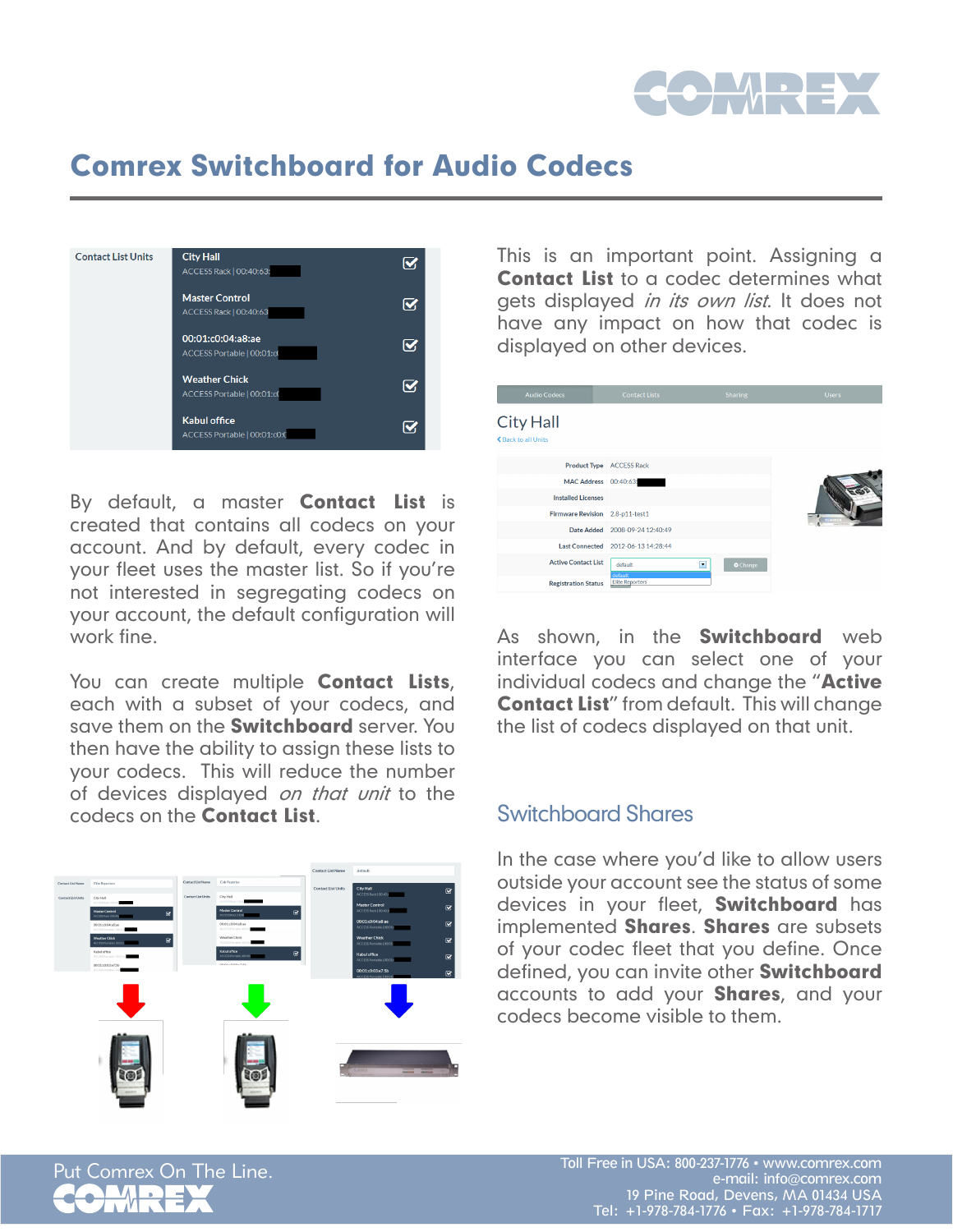# Comrex Switchboard for Audio Codecs

By default, a master **Contact List** is created that contains all codecs on your account. And by default, every codec in your fleet uses the master list. So if you're not interested in segregating codecs on your account, the default configuration will work fine.

You can create multiple **Contact Lists**, each with a subset of your codecs, and save them on the **Switchboard** server. You then have the ability to assign these lists to your codecs. This will reduce the number of devices displayed *on that unit* to the codecs on the **Contact List**.

This is an important point. Assigning a **Contact List** to a codec determines what gets displayed *in its own list*. It does not have any impact on how that codec is displayed on other devices.

As shown, in the **Switchboard** web interface you can select one of your individual codecs and change the "**Active Contact List**" from default. This will change the list of codecs displayed on that unit.

## Switchboard Shares

In the case where you'd like to allow users outside your account see the status of some devices in your fleet, **Switchboard** has implemented **Shares**. **Shares** are subsets of your codec fleet that you define. Once defined, you can invite other **Switchboard** accounts to add your **Shares**, and your codecs become visible to them.

Put Comrex On The Line.

Toll Free in USA: 800-237-1776 • www.comrex.com
e-mail: info@comrex.com
19 Pine Road, Devens, MA 01434 USA
Tel: +1-978-784-1776 • Fax: +1-978-784-1717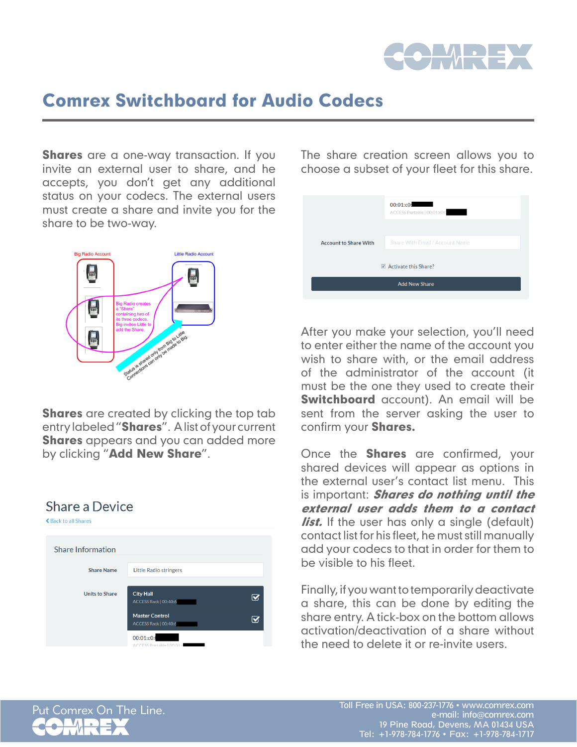# Comrex Switchboard for Audio Codecs

**Shares** are a one-way transaction. If you invite an external user to share, and he accepts, you don't get any additional status on your codecs. The external users must create a share and invite you for the share to be two-way.

Big Radio Account

Little Radio Account

Big Radio creates a "Share" containing two of its three codecs. Big invites Little to add the Share.

Status is shared only from Big to Little. Connections can only be made to Big.

**Shares** are created by clicking the top tab entry labeled "**Shares**". A list of your current **Shares** appears and you can added more by clicking "**Add New Share**".

Share a Device

‹ Back to all Shares

Share Information

Share Name: Little Radio stringers

Units to Share: City Hall — ACCESS Rack | 00:40:6; Master Control — ACCESS Rack | 00:40:4; 00:01:c0: — ACCESS Portable | 00:01:

The share creation screen allows you to choose a subset of your fleet for this share.

00:01:c0 — ACCESS Portable | 00:01:c0

Account to Share With: Share With Email / Account Name

Activate this Share?

Add New Share

After you make your selection, you'll need to enter either the name of the account you wish to share with, or the email address of the administrator of the account (it must be the one they used to create their **Switchboard** account). An email will be sent from the server asking the user to confirm your **Shares.**

Once the **Shares** are confirmed, your shared devices will appear as options in the external user's contact list menu. This is important: ***Shares do nothing until the external user adds them to a contact list.*** If the user has only a single (default) contact list for his fleet, he must still manually add your codecs to that in order for them to be visible to his fleet.

Finally, if you want to temporarily deactivate a share, this can be done by editing the share entry. A tick-box on the bottom allows activation/deactivation of a share without the need to delete it or re-invite users.

Put Comrex On The Line.

Toll Free in USA: 800-237-1776 • www.comrex.com
e-mail: info@comrex.com
19 Pine Road, Devens, MA 01434 USA
Tel: +1-978-784-1776 • Fax: +1-978-784-1717